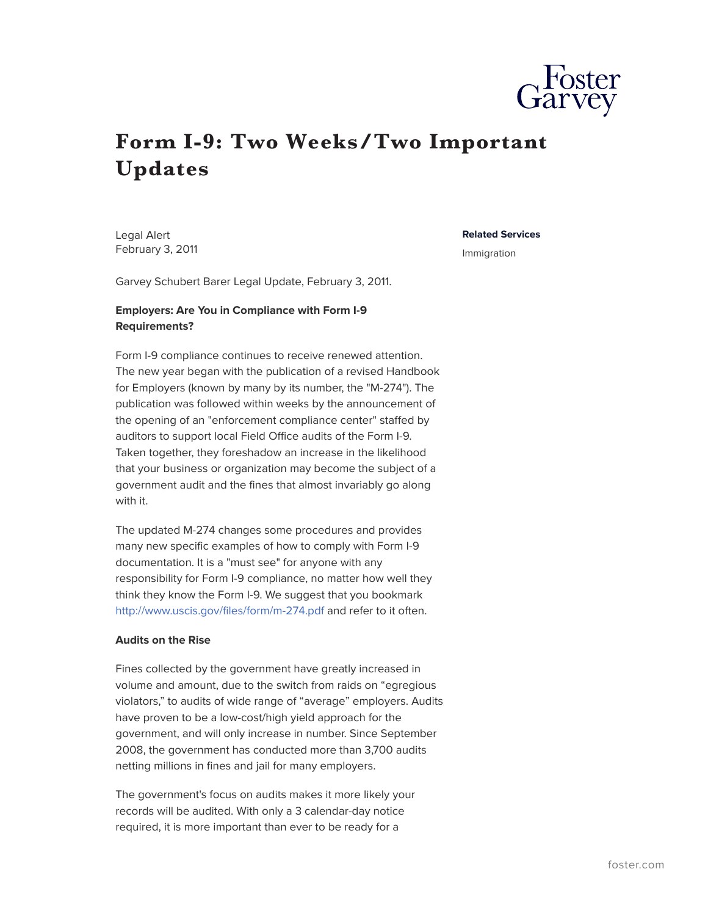# Form I-9: Two Weeks/Two Important Updates

Legal Alert
February 3, 2011

**Related Services**

Immigration

Garvey Schubert Barer Legal Update, February 3, 2011.

**Employers: Are You in Compliance with Form I-9 Requirements?**

Form I-9 compliance continues to receive renewed attention. The new year began with the publication of a revised Handbook for Employers (known by many by its number, the "M-274"). The publication was followed within weeks by the announcement of the opening of an "enforcement compliance center" staffed by auditors to support local Field Office audits of the Form I-9. Taken together, they foreshadow an increase in the likelihood that your business or organization may become the subject of a government audit and the fines that almost invariably go along with it.

The updated M-274 changes some procedures and provides many new specific examples of how to comply with Form I-9 documentation. It is a "must see" for anyone with any responsibility for Form I-9 compliance, no matter how well they think they know the Form I-9. We suggest that you bookmark http://www.uscis.gov/files/form/m-274.pdf and refer to it often.

**Audits on the Rise**

Fines collected by the government have greatly increased in volume and amount, due to the switch from raids on “egregious violators,” to audits of wide range of “average” employers. Audits have proven to be a low-cost/high yield approach for the government, and will only increase in number. Since September 2008, the government has conducted more than 3,700 audits netting millions in fines and jail for many employers.

The government's focus on audits makes it more likely your records will be audited. With only a 3 calendar-day notice required, it is more important than ever to be ready for a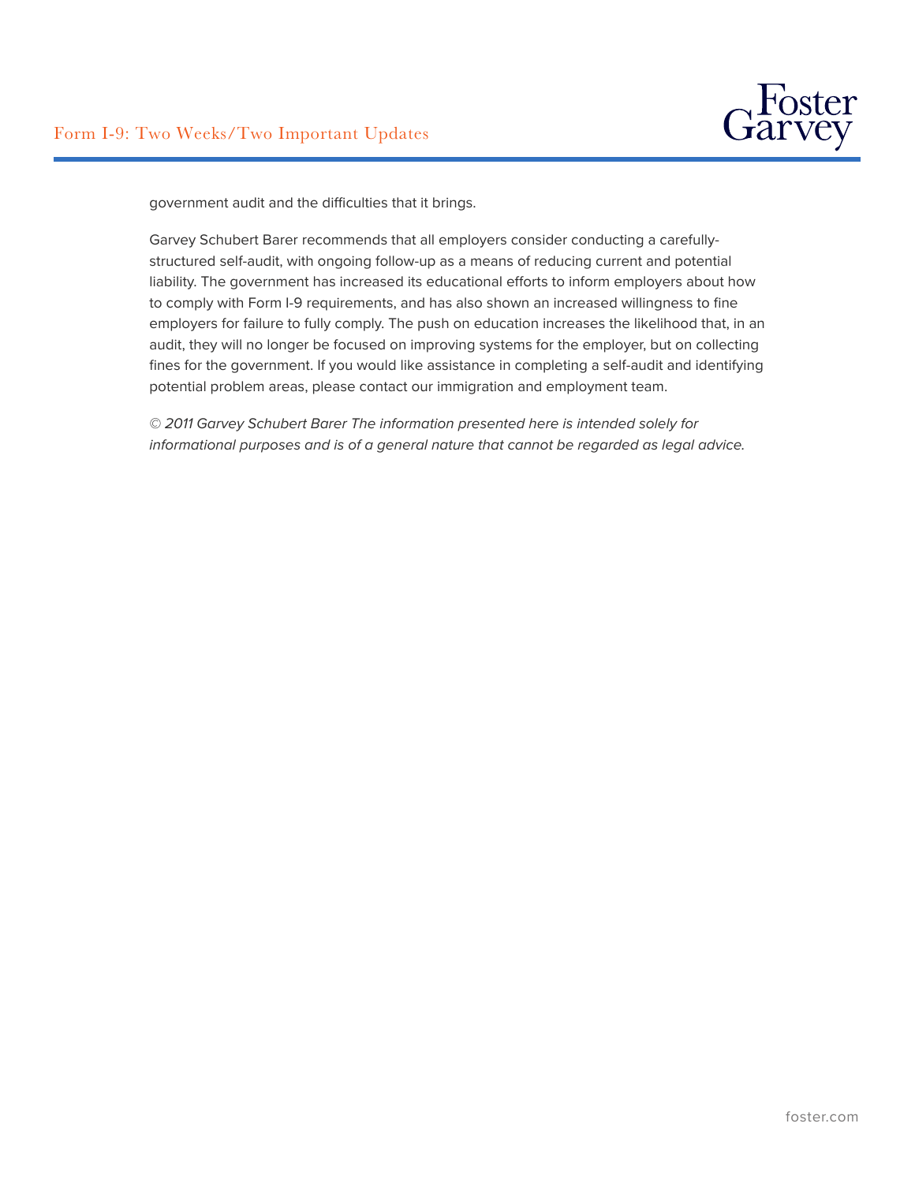government audit and the difficulties that it brings.

Garvey Schubert Barer recommends that all employers consider conducting a carefully-structured self-audit, with ongoing follow-up as a means of reducing current and potential liability. The government has increased its educational efforts to inform employers about how to comply with Form I-9 requirements, and has also shown an increased willingness to fine employers for failure to fully comply. The push on education increases the likelihood that, in an audit, they will no longer be focused on improving systems for the employer, but on collecting fines for the government. If you would like assistance in completing a self-audit and identifying potential problem areas, please contact our immigration and employment team.

*© 2011 Garvey Schubert Barer The information presented here is intended solely for informational purposes and is of a general nature that cannot be regarded as legal advice.*